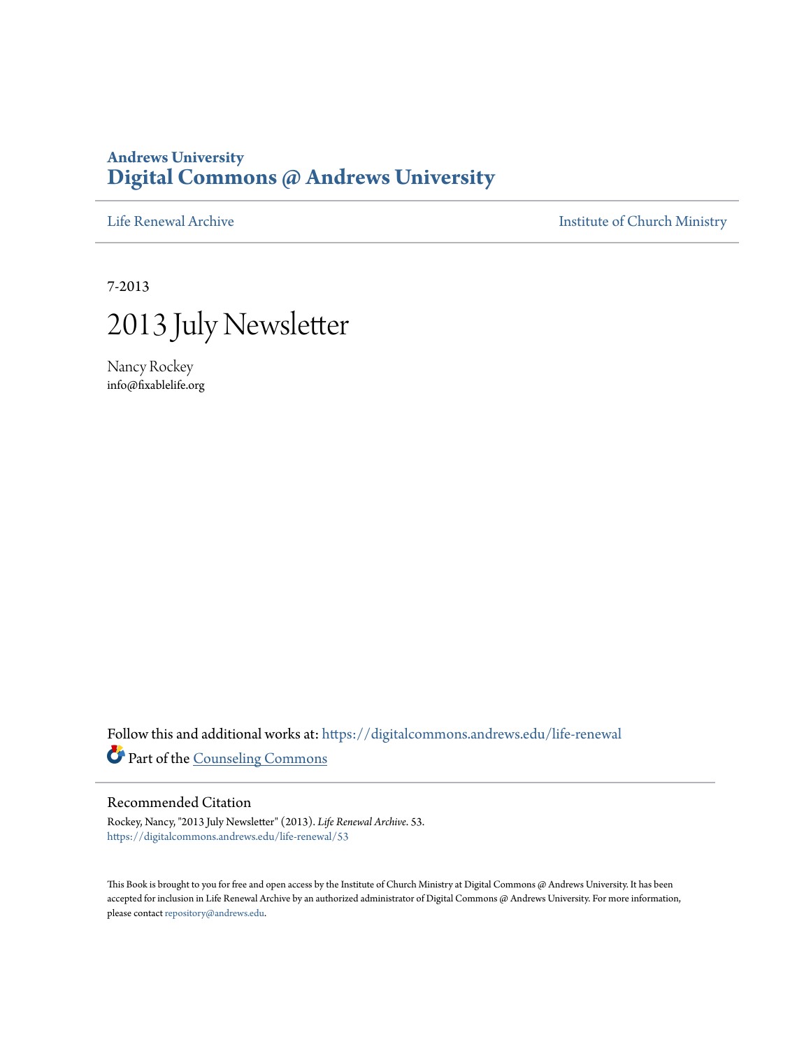# Andrews University
# Digital Commons @ Andrews University

Life Renewal Archive | Institute of Church Ministry

7-2013

# 2013 July Newsletter

Nancy Rockey
info@fixablelife.org

Follow this and additional works at: https://digitalcommons.andrews.edu/life-renewal

Part of the Counseling Commons

## Recommended Citation

Rockey, Nancy, "2013 July Newsletter" (2013). *Life Renewal Archive*. 53.
https://digitalcommons.andrews.edu/life-renewal/53

This Book is brought to you for free and open access by the Institute of Church Ministry at Digital Commons @ Andrews University. It has been accepted for inclusion in Life Renewal Archive by an authorized administrator of Digital Commons @ Andrews University. For more information, please contact repository@andrews.edu.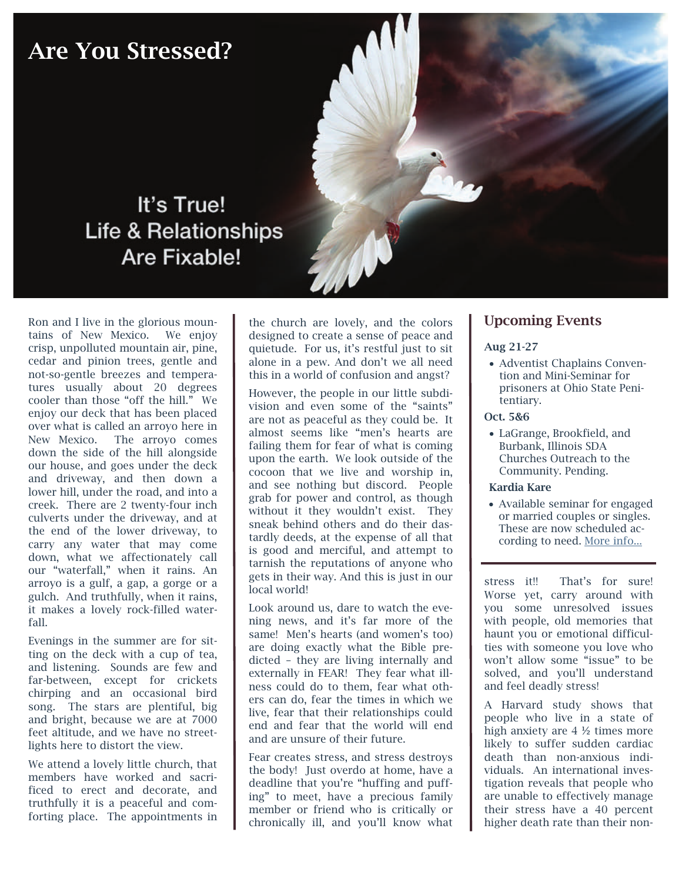# Are You Stressed?

It's True!
Life & Relationships
Are Fixable!

Ron and I live in the glorious mountains of New Mexico. We enjoy crisp, unpolluted mountain air, pine, cedar and pinion trees, gentle and not-so-gentle breezes and temperatures usually about 20 degrees cooler than those "off the hill." We enjoy our deck that has been placed over what is called an arroyo here in New Mexico. The arroyo comes down the side of the hill alongside our house, and goes under the deck and driveway, and then down a lower hill, under the road, and into a creek. There are 2 twenty-four inch culverts under the driveway, and at the end of the lower driveway, to carry any water that may come down, what we affectionately call our "waterfall," when it rains. An arroyo is a gulf, a gap, a gorge or a gulch. And truthfully, when it rains, it makes a lovely rock-filled waterfall.

Evenings in the summer are for sitting on the deck with a cup of tea, and listening. Sounds are few and far-between, except for crickets chirping and an occasional bird song. The stars are plentiful, big and bright, because we are at 7000 feet altitude, and we have no streetlights here to distort the view.

We attend a lovely little church, that members have worked and sacrificed to erect and decorate, and truthfully it is a peaceful and comforting place. The appointments in the church are lovely, and the colors designed to create a sense of peace and quietude. For us, it's restful just to sit alone in a pew. And don't we all need this in a world of confusion and angst?

However, the people in our little subdivision and even some of the "saints" are not as peaceful as they could be. It almost seems like "men's hearts are failing them for fear of what is coming upon the earth. We look outside of the cocoon that we live and worship in, and see nothing but discord. People grab for power and control, as though without it they wouldn't exist. They sneak behind others and do their dastardly deeds, at the expense of all that is good and merciful, and attempt to tarnish the reputations of anyone who gets in their way. And this is just in our local world!

Look around us, dare to watch the evening news, and it's far more of the same! Men's hearts (and women's too) are doing exactly what the Bible predicted – they are living internally and externally in FEAR! They fear what illness could do to them, fear what others can do, fear the times in which we live, fear that their relationships could end and fear that the world will end and are unsure of their future.

Fear creates stress, and stress destroys the body! Just overdo at home, have a deadline that you're "huffing and puffing" to meet, have a precious family member or friend who is critically or chronically ill, and you'll know what stress it!! That's for sure! Worse yet, carry around with you some unresolved issues with people, old memories that haunt you or emotional difficulties with someone you love who won't allow some "issue" to be solved, and you'll understand and feel deadly stress!

A Harvard study shows that people who live in a state of high anxiety are 4 ½ times more likely to suffer sudden cardiac death than non-anxious individuals. An international investigation reveals that people who are unable to effectively manage their stress have a 40 percent higher death rate than their non-

## Upcoming Events

**Aug 21-27**

- Adventist Chaplains Convention and Mini-Seminar for prisoners at Ohio State Penitentiary.

**Oct. 5&6**

- LaGrange, Brookfield, and Burbank, Illinois SDA Churches Outreach to the Community. Pending.

**Kardia Kare**

- Available seminar for engaged or married couples or singles. These are now scheduled according to need. More info...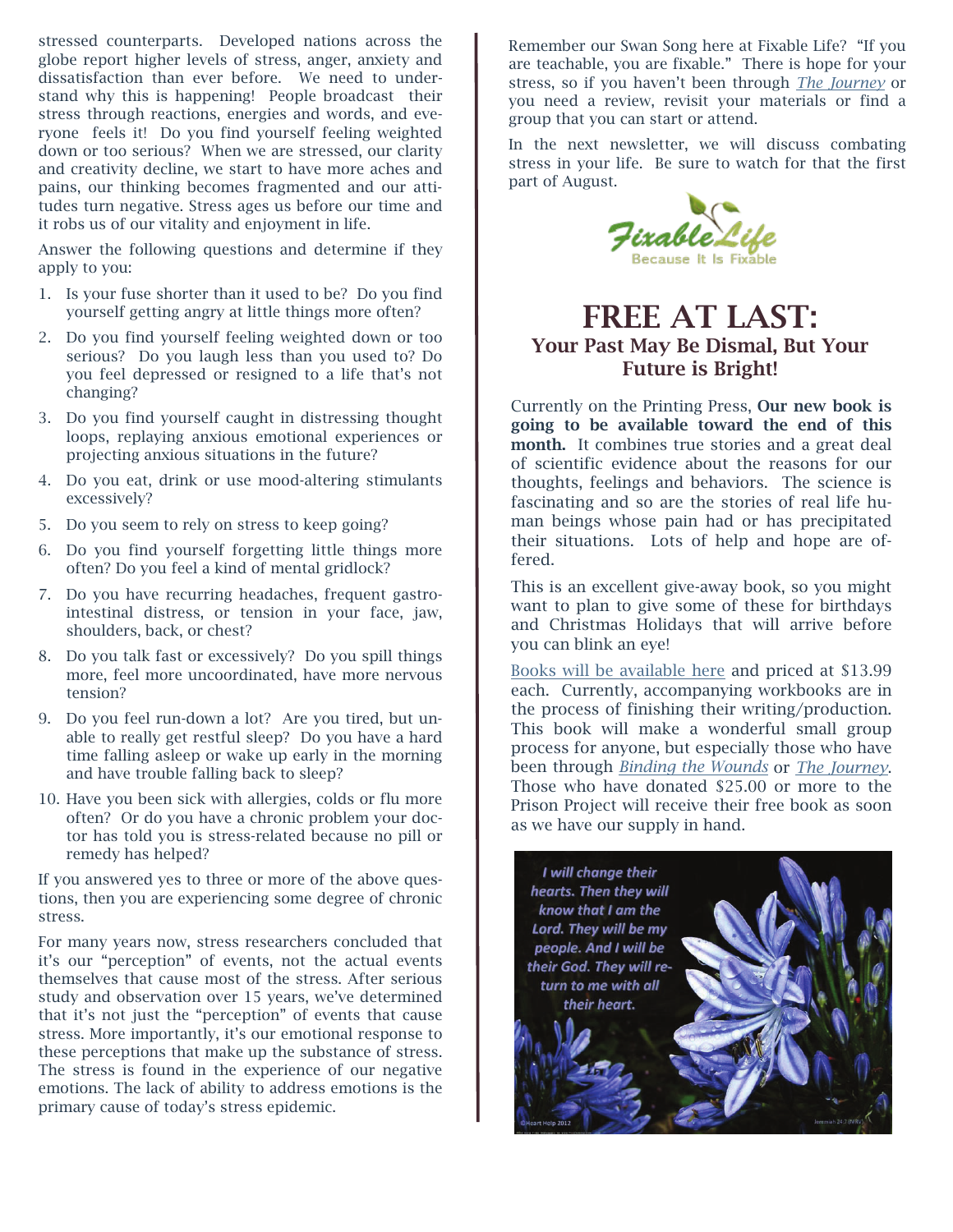stressed counterparts. Developed nations across the globe report higher levels of stress, anger, anxiety and dissatisfaction than ever before. We need to understand why this is happening! People broadcast their stress through reactions, energies and words, and everyone feels it! Do you find yourself feeling weighted down or too serious? When we are stressed, our clarity and creativity decline, we start to have more aches and pains, our thinking becomes fragmented and our attitudes turn negative. Stress ages us before our time and it robs us of our vitality and enjoyment in life.

Answer the following questions and determine if they apply to you:

1. Is your fuse shorter than it used to be? Do you find yourself getting angry at little things more often?
2. Do you find yourself feeling weighted down or too serious? Do you laugh less than you used to? Do you feel depressed or resigned to a life that's not changing?
3. Do you find yourself caught in distressing thought loops, replaying anxious emotional experiences or projecting anxious situations in the future?
4. Do you eat, drink or use mood-altering stimulants excessively?
5. Do you seem to rely on stress to keep going?
6. Do you find yourself forgetting little things more often? Do you feel a kind of mental gridlock?
7. Do you have recurring headaches, frequent gastro-intestinal distress, or tension in your face, jaw, shoulders, back, or chest?
8. Do you talk fast or excessively? Do you spill things more, feel more uncoordinated, have more nervous tension?
9. Do you feel run-down a lot? Are you tired, but unable to really get restful sleep? Do you have a hard time falling asleep or wake up early in the morning and have trouble falling back to sleep?
10. Have you been sick with allergies, colds or flu more often? Or do you have a chronic problem your doctor has told you is stress-related because no pill or remedy has helped?

If you answered yes to three or more of the above questions, then you are experiencing some degree of chronic stress.

For many years now, stress researchers concluded that it's our "perception" of events, not the actual events themselves that cause most of the stress. After serious study and observation over 15 years, we've determined that it's not just the "perception" of events that cause stress. More importantly, it's our emotional response to these perceptions that make up the substance of stress. The stress is found in the experience of our negative emotions. The lack of ability to address emotions is the primary cause of today's stress epidemic.

Remember our Swan Song here at Fixable Life? "If you are teachable, you are fixable." There is hope for your stress, so if you haven't been through *The Journey* or you need a review, revisit your materials or find a group that you can start or attend.

In the next newsletter, we will discuss combating stress in your life. Be sure to watch for that the first part of August.

Fixable Life
Because It Is Fixable

# FREE AT LAST:

## Your Past May Be Dismal, But Your Future is Bright!

Currently on the Printing Press, **Our new book is going to be available toward the end of this month.** It combines true stories and a great deal of scientific evidence about the reasons for our thoughts, feelings and behaviors. The science is fascinating and so are the stories of real life human beings whose pain had or has precipitated their situations. Lots of help and hope are offered.

This is an excellent give-away book, so you might want to plan to give some of these for birthdays and Christmas Holidays that will arrive before you can blink an eye!

Books will be available here and priced at $13.99 each. Currently, accompanying workbooks are in the process of finishing their writing/production. This book will make a wonderful small group process for anyone, but especially those who have been through *Binding the Wounds* or *The Journey*. Those who have donated $25.00 or more to the Prison Project will receive their free book as soon as we have our supply in hand.

I will change their hearts. Then they will know that I am the Lord. They will be my people. And I will be their God. They will return to me with all their heart.

© Heart Help 2012

Jeremiah 24:7 (NIRV)